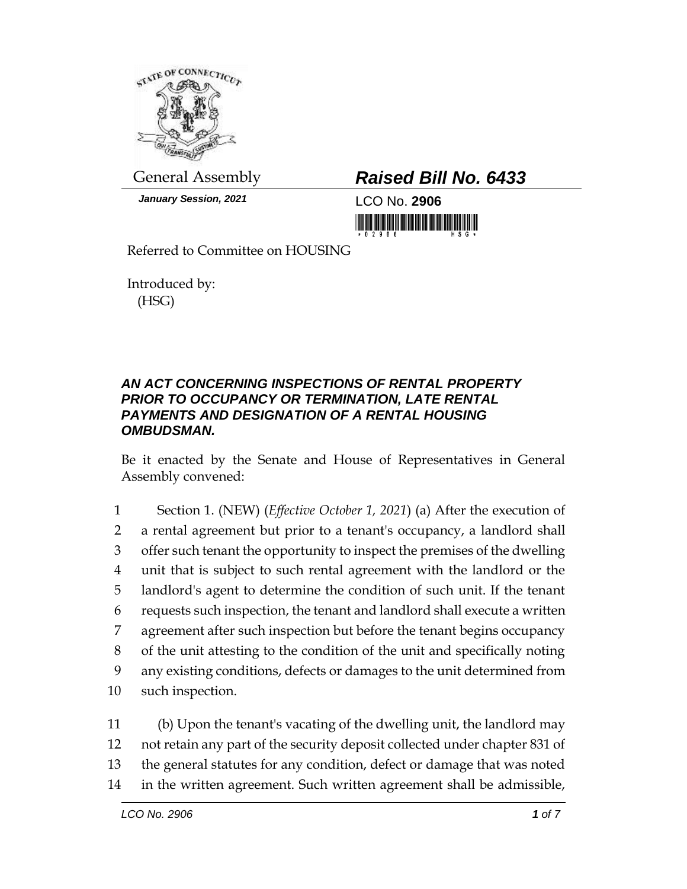General Assembly

***Raised Bill No. 6433***

*January Session, 2021*

LCO No. **2906**

Referred to Committee on HOUSING

Introduced by:
(HSG)

***AN ACT CONCERNING INSPECTIONS OF RENTAL PROPERTY PRIOR TO OCCUPANCY OR TERMINATION, LATE RENTAL PAYMENTS AND DESIGNATION OF A RENTAL HOUSING OMBUDSMAN.***

Be it enacted by the Senate and House of Representatives in General Assembly convened:

1 Section 1. (NEW) (*Effective October 1, 2021*) (a) After the execution of
2 a rental agreement but prior to a tenant's occupancy, a landlord shall
3 offer such tenant the opportunity to inspect the premises of the dwelling
4 unit that is subject to such rental agreement with the landlord or the
5 landlord's agent to determine the condition of such unit. If the tenant
6 requests such inspection, the tenant and landlord shall execute a written
7 agreement after such inspection but before the tenant begins occupancy
8 of the unit attesting to the condition of the unit and specifically noting
9 any existing conditions, defects or damages to the unit determined from
10 such inspection.

11 (b) Upon the tenant's vacating of the dwelling unit, the landlord may
12 not retain any part of the security deposit collected under chapter 831 of
13 the general statutes for any condition, defect or damage that was noted
14 in the written agreement. Such written agreement shall be admissible,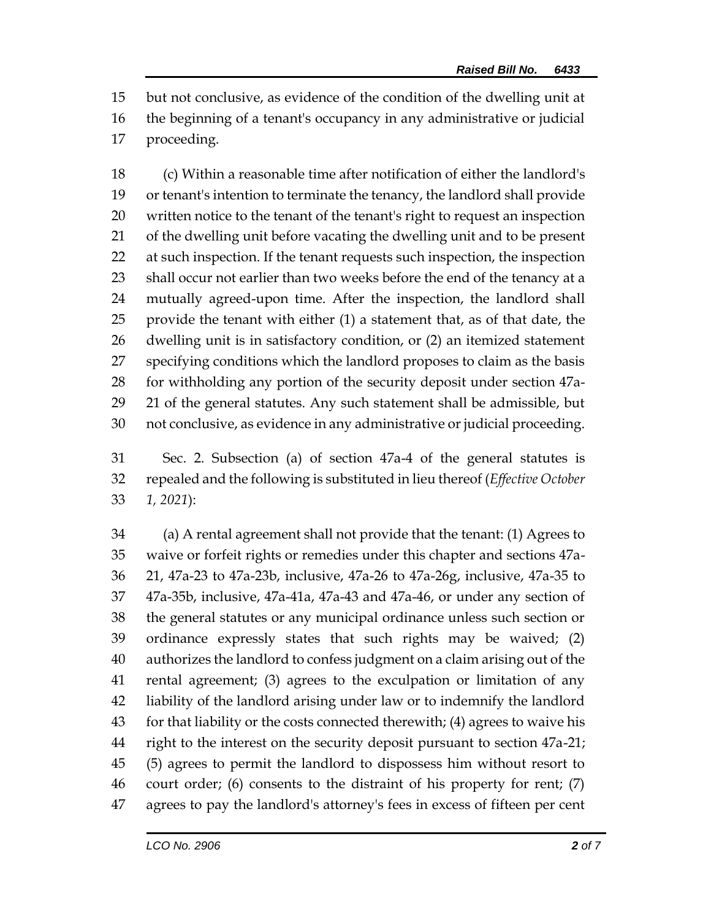but not conclusive, as evidence of the condition of the dwelling unit at the beginning of a tenant's occupancy in any administrative or judicial proceeding.

(c) Within a reasonable time after notification of either the landlord's or tenant's intention to terminate the tenancy, the landlord shall provide written notice to the tenant of the tenant's right to request an inspection of the dwelling unit before vacating the dwelling unit and to be present at such inspection. If the tenant requests such inspection, the inspection shall occur not earlier than two weeks before the end of the tenancy at a mutually agreed-upon time. After the inspection, the landlord shall provide the tenant with either (1) a statement that, as of that date, the dwelling unit is in satisfactory condition, or (2) an itemized statement specifying conditions which the landlord proposes to claim as the basis for withholding any portion of the security deposit under section 47a-21 of the general statutes. Any such statement shall be admissible, but not conclusive, as evidence in any administrative or judicial proceeding.

Sec. 2. Subsection (a) of section 47a-4 of the general statutes is repealed and the following is substituted in lieu thereof (*Effective October 1, 2021*):

(a) A rental agreement shall not provide that the tenant: (1) Agrees to waive or forfeit rights or remedies under this chapter and sections 47a-21, 47a-23 to 47a-23b, inclusive, 47a-26 to 47a-26g, inclusive, 47a-35 to 47a-35b, inclusive, 47a-41a, 47a-43 and 47a-46, or under any section of the general statutes or any municipal ordinance unless such section or ordinance expressly states that such rights may be waived; (2) authorizes the landlord to confess judgment on a claim arising out of the rental agreement; (3) agrees to the exculpation or limitation of any liability of the landlord arising under law or to indemnify the landlord for that liability or the costs connected therewith; (4) agrees to waive his right to the interest on the security deposit pursuant to section 47a-21; (5) agrees to permit the landlord to dispossess him without resort to court order; (6) consents to the distraint of his property for rent; (7) agrees to pay the landlord's attorney's fees in excess of fifteen per cent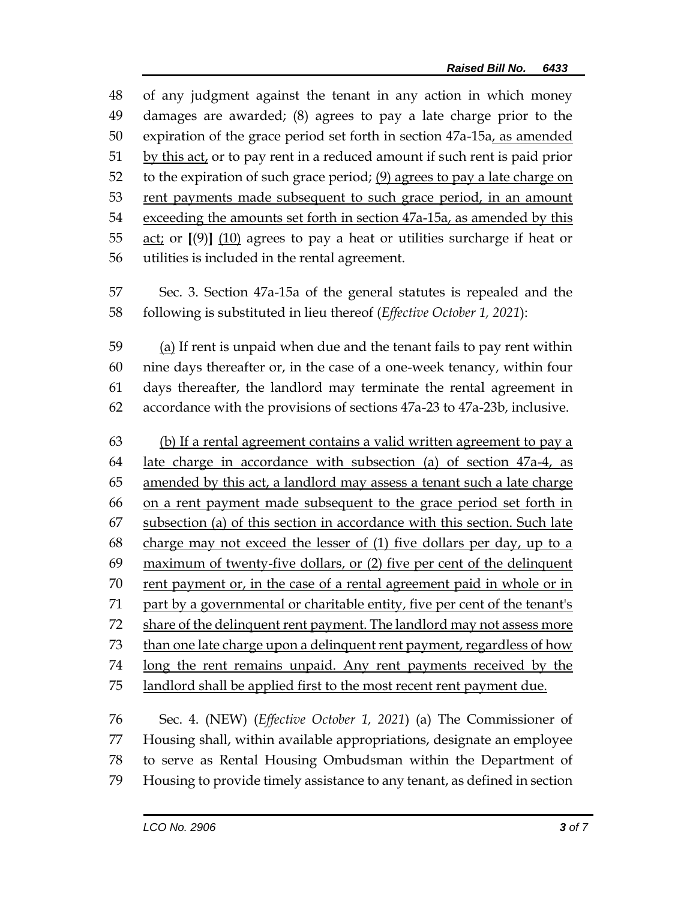of any judgment against the tenant in any action in which money damages are awarded; (8) agrees to pay a late charge prior to the expiration of the grace period set forth in section 47a-15a<u>, as amended by this act,</u> or to pay rent in a reduced amount if such rent is paid prior to the expiration of such grace period; <u>(9) agrees to pay a late charge on rent payments made subsequent to such grace period, in an amount exceeding the amounts set forth in section 47a-15a, as amended by this act;</u> or **[**(9)**]** <u>(10)</u> agrees to pay a heat or utilities surcharge if heat or utilities is included in the rental agreement.

Sec. 3. Section 47a-15a of the general statutes is repealed and the following is substituted in lieu thereof (*Effective October 1, 2021*):

<u>(a)</u> If rent is unpaid when due and the tenant fails to pay rent within nine days thereafter or, in the case of a one-week tenancy, within four days thereafter, the landlord may terminate the rental agreement in accordance with the provisions of sections 47a-23 to 47a-23b, inclusive.

<u>(b) If a rental agreement contains a valid written agreement to pay a late charge in accordance with subsection (a) of section 47a-4, as amended by this act, a landlord may assess a tenant such a late charge on a rent payment made subsequent to the grace period set forth in subsection (a) of this section in accordance with this section. Such late charge may not exceed the lesser of (1) five dollars per day, up to a maximum of twenty-five dollars, or (2) five per cent of the delinquent rent payment or, in the case of a rental agreement paid in whole or in part by a governmental or charitable entity, five per cent of the tenant's share of the delinquent rent payment. The landlord may not assess more than one late charge upon a delinquent rent payment, regardless of how long the rent remains unpaid. Any rent payments received by the landlord shall be applied first to the most recent rent payment due.</u>

Sec. 4. (NEW) (*Effective October 1, 2021*) (a) The Commissioner of Housing shall, within available appropriations, designate an employee to serve as Rental Housing Ombudsman within the Department of Housing to provide timely assistance to any tenant, as defined in section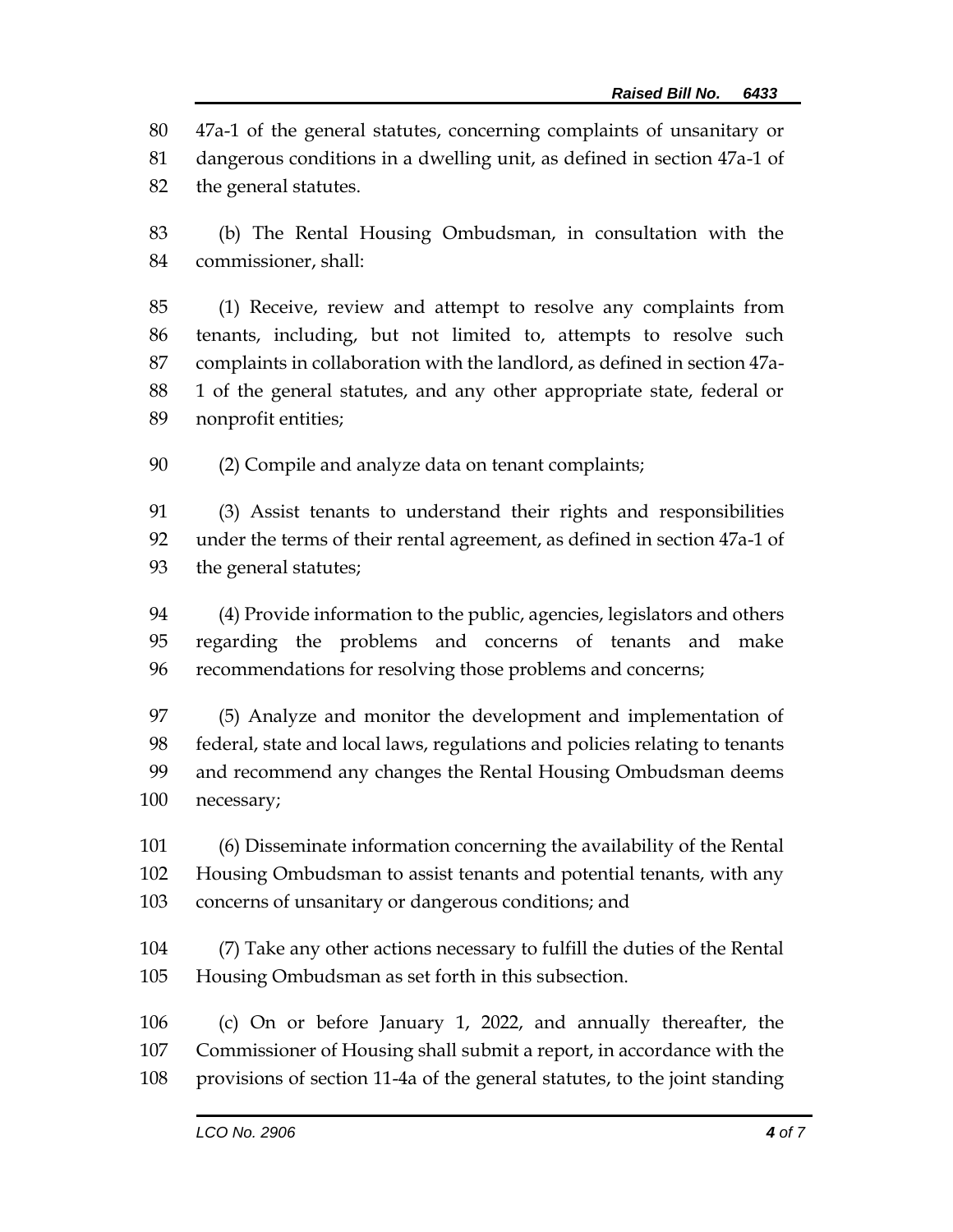47a-1 of the general statutes, concerning complaints of unsanitary or dangerous conditions in a dwelling unit, as defined in section 47a-1 of the general statutes.

(b) The Rental Housing Ombudsman, in consultation with the commissioner, shall:

(1) Receive, review and attempt to resolve any complaints from tenants, including, but not limited to, attempts to resolve such complaints in collaboration with the landlord, as defined in section 47a-1 of the general statutes, and any other appropriate state, federal or nonprofit entities;

(2) Compile and analyze data on tenant complaints;

(3) Assist tenants to understand their rights and responsibilities under the terms of their rental agreement, as defined in section 47a-1 of the general statutes;

(4) Provide information to the public, agencies, legislators and others regarding the problems and concerns of tenants and make recommendations for resolving those problems and concerns;

(5) Analyze and monitor the development and implementation of federal, state and local laws, regulations and policies relating to tenants and recommend any changes the Rental Housing Ombudsman deems necessary;

(6) Disseminate information concerning the availability of the Rental Housing Ombudsman to assist tenants and potential tenants, with any concerns of unsanitary or dangerous conditions; and

(7) Take any other actions necessary to fulfill the duties of the Rental Housing Ombudsman as set forth in this subsection.

(c) On or before January 1, 2022, and annually thereafter, the Commissioner of Housing shall submit a report, in accordance with the provisions of section 11-4a of the general statutes, to the joint standing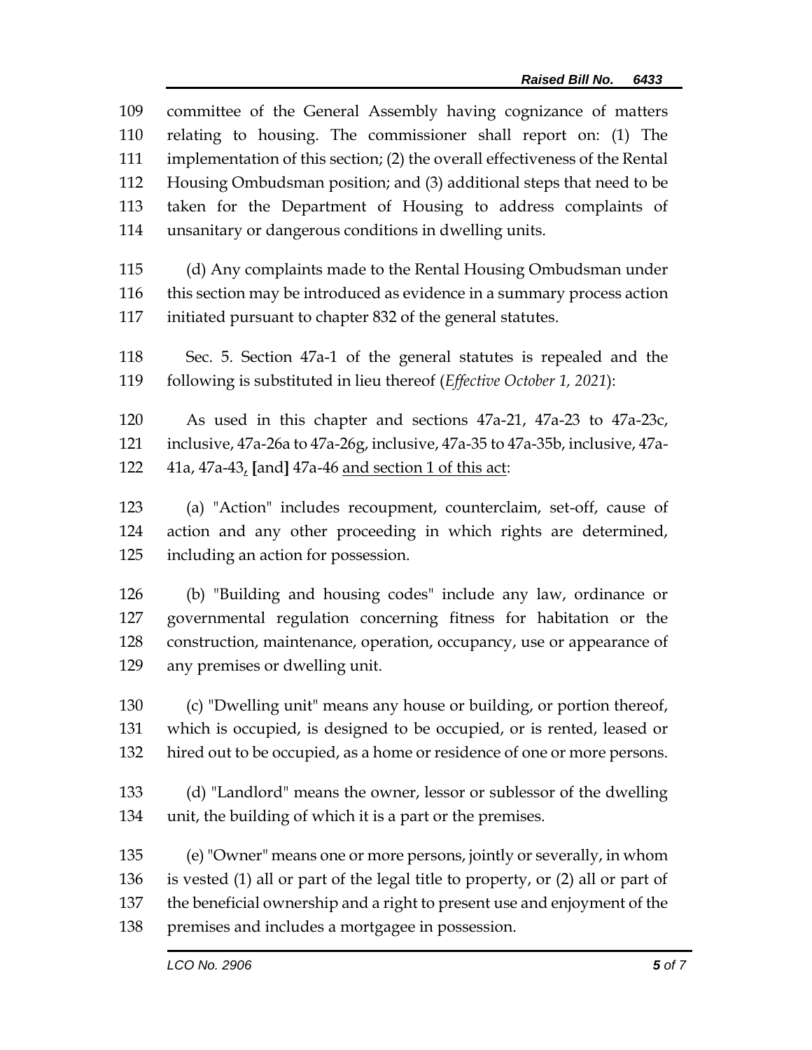committee of the General Assembly having cognizance of matters relating to housing. The commissioner shall report on: (1) The implementation of this section; (2) the overall effectiveness of the Rental Housing Ombudsman position; and (3) additional steps that need to be taken for the Department of Housing to address complaints of unsanitary or dangerous conditions in dwelling units.

(d) Any complaints made to the Rental Housing Ombudsman under this section may be introduced as evidence in a summary process action initiated pursuant to chapter 832 of the general statutes.

Sec. 5. Section 47a-1 of the general statutes is repealed and the following is substituted in lieu thereof (*Effective October 1, 2021*):

As used in this chapter and sections 47a-21, 47a-23 to 47a-23c, inclusive, 47a-26a to 47a-26g, inclusive, 47a-35 to 47a-35b, inclusive, 47a-41a, 47a-43, **[**and**]** 47a-46 and section 1 of this act:

(a) "Action" includes recoupment, counterclaim, set-off, cause of action and any other proceeding in which rights are determined, including an action for possession.

(b) "Building and housing codes" include any law, ordinance or governmental regulation concerning fitness for habitation or the construction, maintenance, operation, occupancy, use or appearance of any premises or dwelling unit.

(c) "Dwelling unit" means any house or building, or portion thereof, which is occupied, is designed to be occupied, or is rented, leased or hired out to be occupied, as a home or residence of one or more persons.

(d) "Landlord" means the owner, lessor or sublessor of the dwelling unit, the building of which it is a part or the premises.

(e) "Owner" means one or more persons, jointly or severally, in whom is vested (1) all or part of the legal title to property, or (2) all or part of the beneficial ownership and a right to present use and enjoyment of the premises and includes a mortgagee in possession.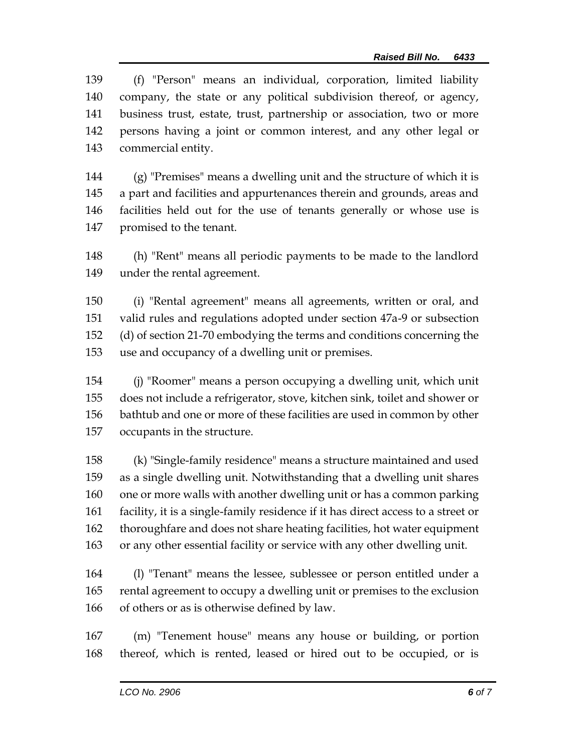(f) "Person" means an individual, corporation, limited liability company, the state or any political subdivision thereof, or agency, business trust, estate, trust, partnership or association, two or more persons having a joint or common interest, and any other legal or commercial entity.

(g) "Premises" means a dwelling unit and the structure of which it is a part and facilities and appurtenances therein and grounds, areas and facilities held out for the use of tenants generally or whose use is promised to the tenant.

(h) "Rent" means all periodic payments to be made to the landlord under the rental agreement.

(i) "Rental agreement" means all agreements, written or oral, and valid rules and regulations adopted under section 47a-9 or subsection (d) of section 21-70 embodying the terms and conditions concerning the use and occupancy of a dwelling unit or premises.

(j) "Roomer" means a person occupying a dwelling unit, which unit does not include a refrigerator, stove, kitchen sink, toilet and shower or bathtub and one or more of these facilities are used in common by other occupants in the structure.

(k) "Single-family residence" means a structure maintained and used as a single dwelling unit. Notwithstanding that a dwelling unit shares one or more walls with another dwelling unit or has a common parking facility, it is a single-family residence if it has direct access to a street or thoroughfare and does not share heating facilities, hot water equipment or any other essential facility or service with any other dwelling unit.

(l) "Tenant" means the lessee, sublessee or person entitled under a rental agreement to occupy a dwelling unit or premises to the exclusion of others or as is otherwise defined by law.

(m) "Tenement house" means any house or building, or portion thereof, which is rented, leased or hired out to be occupied, or is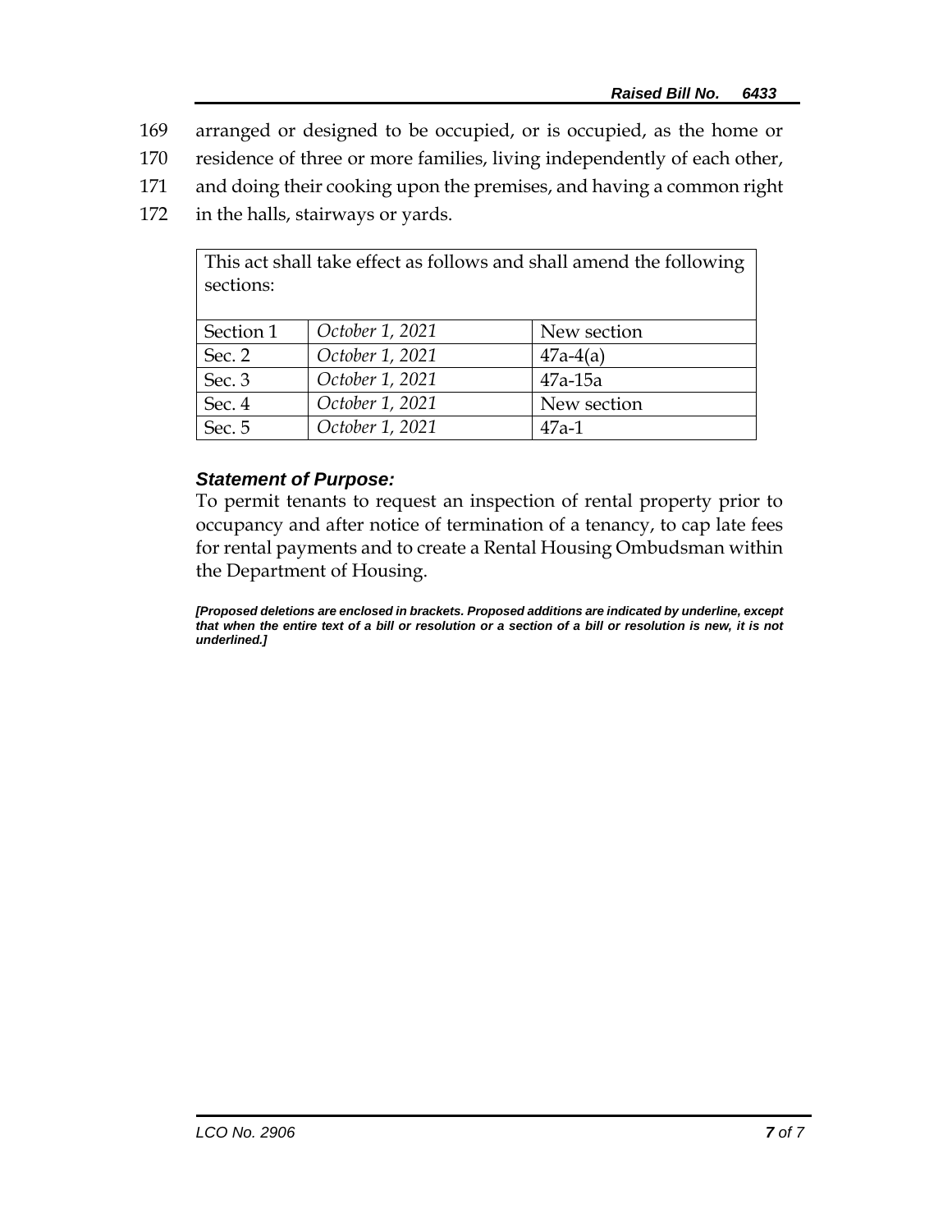169 arranged or designed to be occupied, or is occupied, as the home or
170 residence of three or more families, living independently of each other,
171 and doing their cooking upon the premises, and having a common right
172 in the halls, stairways or yards.

| This act shall take effect as follows and shall amend the following sections: | | |
|---|---|---|
| Section 1 | *October 1, 2021* | New section |
| Sec. 2 | *October 1, 2021* | 47a-4(a) |
| Sec. 3 | *October 1, 2021* | 47a-15a |
| Sec. 4 | *October 1, 2021* | New section |
| Sec. 5 | *October 1, 2021* | 47a-1 |

### *Statement of Purpose:*

To permit tenants to request an inspection of rental property prior to occupancy and after notice of termination of a tenancy, to cap late fees for rental payments and to create a Rental Housing Ombudsman within the Department of Housing.

***[Proposed deletions are enclosed in brackets. Proposed additions are indicated by underline, except that when the entire text of a bill or resolution or a section of a bill or resolution is new, it is not underlined.]***